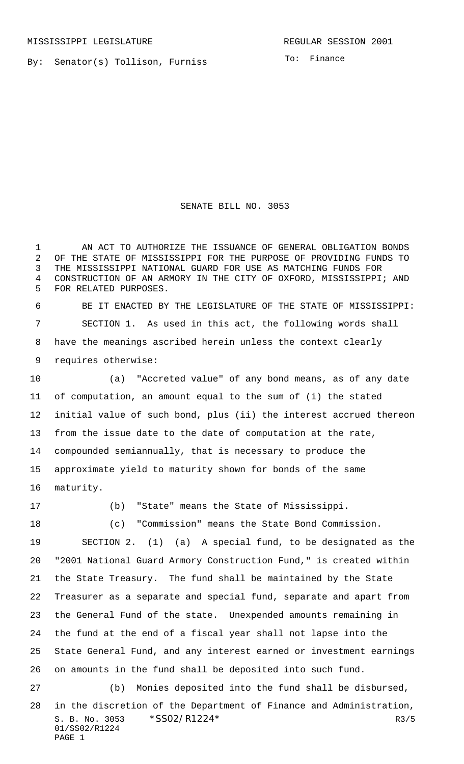MISSISSIPPI LEGISLATURE

REGULAR SESSION 2001

By: Senator(s) Tollison, Furniss

To: Finance

# SENATE BILL NO. 3053

AN ACT TO AUTHORIZE THE ISSUANCE OF GENERAL OBLIGATION BONDS OF THE STATE OF MISSISSIPPI FOR THE PURPOSE OF PROVIDING FUNDS TO THE MISSISSIPPI NATIONAL GUARD FOR USE AS MATCHING FUNDS FOR CONSTRUCTION OF AN ARMORY IN THE CITY OF OXFORD, MISSISSIPPI; AND FOR RELATED PURPOSES.

BE IT ENACTED BY THE LEGISLATURE OF THE STATE OF MISSISSIPPI:

SECTION 1. As used in this act, the following words shall have the meanings ascribed herein unless the context clearly requires otherwise:

(a) "Accreted value" of any bond means, as of any date of computation, an amount equal to the sum of (i) the stated initial value of such bond, plus (ii) the interest accrued thereon from the issue date to the date of computation at the rate, compounded semiannually, that is necessary to produce the approximate yield to maturity shown for bonds of the same maturity.

(b) "State" means the State of Mississippi.

(c) "Commission" means the State Bond Commission.

SECTION 2. (1) (a) A special fund, to be designated as the "2001 National Guard Armory Construction Fund," is created within the State Treasury. The fund shall be maintained by the State Treasurer as a separate and special fund, separate and apart from the General Fund of the state. Unexpended amounts remaining in the fund at the end of a fiscal year shall not lapse into the State General Fund, and any interest earned or investment earnings on amounts in the fund shall be deposited into such fund.

(b) Monies deposited into the fund shall be disbursed, in the discretion of the Department of Finance and Administration,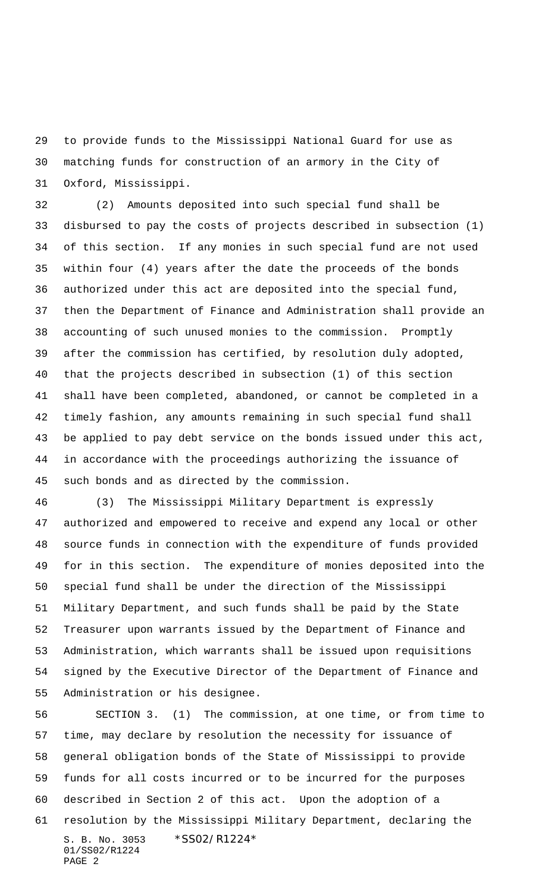to provide funds to the Mississippi National Guard for use as matching funds for construction of an armory in the City of Oxford, Mississippi.

(2) Amounts deposited into such special fund shall be disbursed to pay the costs of projects described in subsection (1) of this section. If any monies in such special fund are not used within four (4) years after the date the proceeds of the bonds authorized under this act are deposited into the special fund, then the Department of Finance and Administration shall provide an accounting of such unused monies to the commission. Promptly after the commission has certified, by resolution duly adopted, that the projects described in subsection (1) of this section shall have been completed, abandoned, or cannot be completed in a timely fashion, any amounts remaining in such special fund shall be applied to pay debt service on the bonds issued under this act, in accordance with the proceedings authorizing the issuance of such bonds and as directed by the commission.

(3) The Mississippi Military Department is expressly authorized and empowered to receive and expend any local or other source funds in connection with the expenditure of funds provided for in this section. The expenditure of monies deposited into the special fund shall be under the direction of the Mississippi Military Department, and such funds shall be paid by the State Treasurer upon warrants issued by the Department of Finance and Administration, which warrants shall be issued upon requisitions signed by the Executive Director of the Department of Finance and Administration or his designee.

SECTION 3. (1) The commission, at one time, or from time to time, may declare by resolution the necessity for issuance of general obligation bonds of the State of Mississippi to provide funds for all costs incurred or to be incurred for the purposes described in Section 2 of this act. Upon the adoption of a resolution by the Mississippi Military Department, declaring the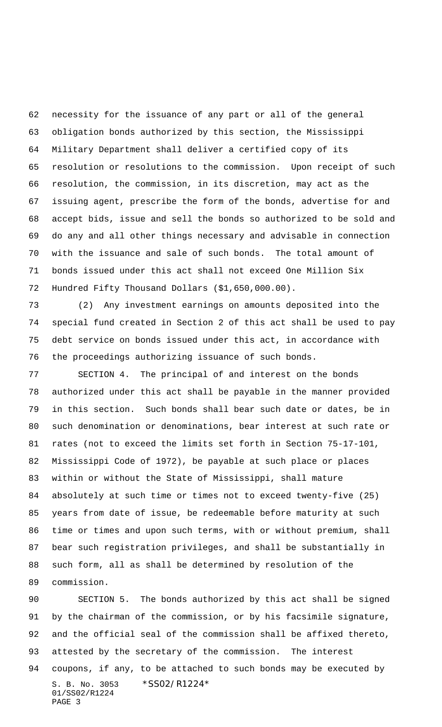necessity for the issuance of any part or all of the general obligation bonds authorized by this section, the Mississippi Military Department shall deliver a certified copy of its resolution or resolutions to the commission. Upon receipt of such resolution, the commission, in its discretion, may act as the issuing agent, prescribe the form of the bonds, advertise for and accept bids, issue and sell the bonds so authorized to be sold and do any and all other things necessary and advisable in connection with the issuance and sale of such bonds. The total amount of bonds issued under this act shall not exceed One Million Six Hundred Fifty Thousand Dollars ($1,650,000.00).

(2) Any investment earnings on amounts deposited into the special fund created in Section 2 of this act shall be used to pay debt service on bonds issued under this act, in accordance with the proceedings authorizing issuance of such bonds.

SECTION 4. The principal of and interest on the bonds authorized under this act shall be payable in the manner provided in this section. Such bonds shall bear such date or dates, be in such denomination or denominations, bear interest at such rate or rates (not to exceed the limits set forth in Section 75-17-101, Mississippi Code of 1972), be payable at such place or places within or without the State of Mississippi, shall mature absolutely at such time or times not to exceed twenty-five (25) years from date of issue, be redeemable before maturity at such time or times and upon such terms, with or without premium, shall bear such registration privileges, and shall be substantially in such form, all as shall be determined by resolution of the commission.

SECTION 5. The bonds authorized by this act shall be signed by the chairman of the commission, or by his facsimile signature, and the official seal of the commission shall be affixed thereto, attested by the secretary of the commission. The interest coupons, if any, to be attached to such bonds may be executed by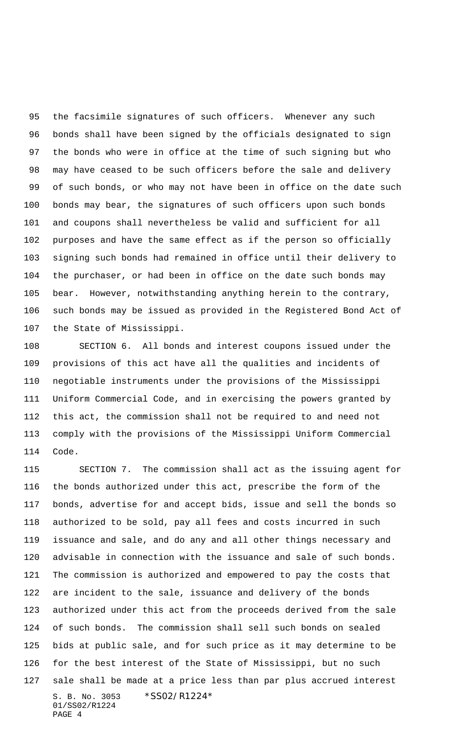the facsimile signatures of such officers. Whenever any such bonds shall have been signed by the officials designated to sign the bonds who were in office at the time of such signing but who may have ceased to be such officers before the sale and delivery of such bonds, or who may not have been in office on the date such bonds may bear, the signatures of such officers upon such bonds and coupons shall nevertheless be valid and sufficient for all purposes and have the same effect as if the person so officially signing such bonds had remained in office until their delivery to the purchaser, or had been in office on the date such bonds may bear. However, notwithstanding anything herein to the contrary, such bonds may be issued as provided in the Registered Bond Act of the State of Mississippi.

SECTION 6. All bonds and interest coupons issued under the provisions of this act have all the qualities and incidents of negotiable instruments under the provisions of the Mississippi Uniform Commercial Code, and in exercising the powers granted by this act, the commission shall not be required to and need not comply with the provisions of the Mississippi Uniform Commercial Code.

SECTION 7. The commission shall act as the issuing agent for the bonds authorized under this act, prescribe the form of the bonds, advertise for and accept bids, issue and sell the bonds so authorized to be sold, pay all fees and costs incurred in such issuance and sale, and do any and all other things necessary and advisable in connection with the issuance and sale of such bonds. The commission is authorized and empowered to pay the costs that are incident to the sale, issuance and delivery of the bonds authorized under this act from the proceeds derived from the sale of such bonds. The commission shall sell such bonds on sealed bids at public sale, and for such price as it may determine to be for the best interest of the State of Mississippi, but no such sale shall be made at a price less than par plus accrued interest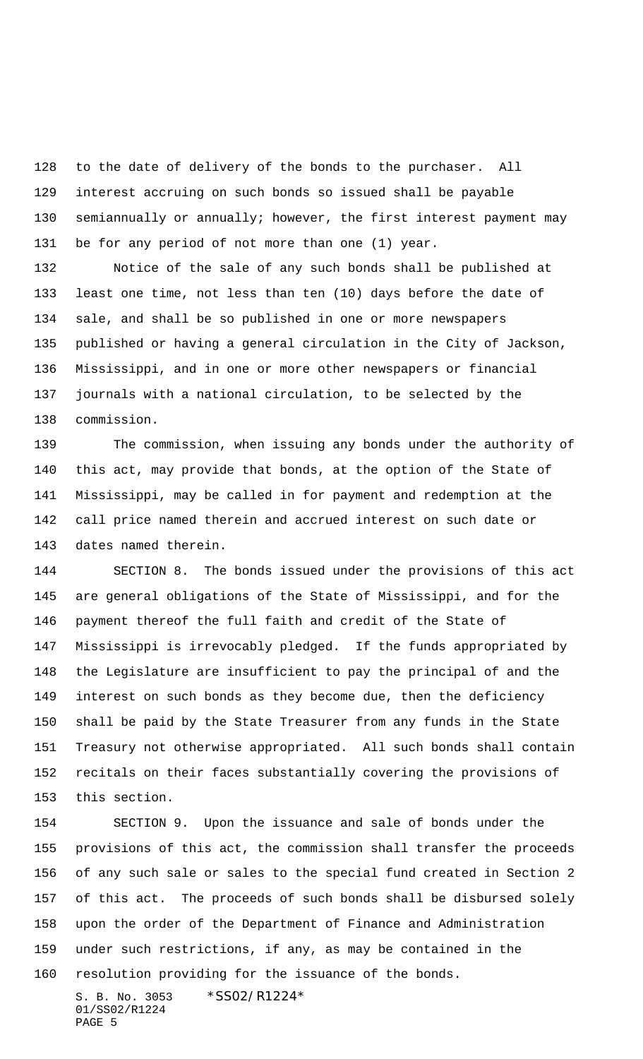to the date of delivery of the bonds to the purchaser. All interest accruing on such bonds so issued shall be payable semiannually or annually; however, the first interest payment may be for any period of not more than one (1) year.

Notice of the sale of any such bonds shall be published at least one time, not less than ten (10) days before the date of sale, and shall be so published in one or more newspapers published or having a general circulation in the City of Jackson, Mississippi, and in one or more other newspapers or financial journals with a national circulation, to be selected by the commission.

The commission, when issuing any bonds under the authority of this act, may provide that bonds, at the option of the State of Mississippi, may be called in for payment and redemption at the call price named therein and accrued interest on such date or dates named therein.

SECTION 8. The bonds issued under the provisions of this act are general obligations of the State of Mississippi, and for the payment thereof the full faith and credit of the State of Mississippi is irrevocably pledged. If the funds appropriated by the Legislature are insufficient to pay the principal of and the interest on such bonds as they become due, then the deficiency shall be paid by the State Treasurer from any funds in the State Treasury not otherwise appropriated. All such bonds shall contain recitals on their faces substantially covering the provisions of this section.

SECTION 9. Upon the issuance and sale of bonds under the provisions of this act, the commission shall transfer the proceeds of any such sale or sales to the special fund created in Section 2 of this act. The proceeds of such bonds shall be disbursed solely upon the order of the Department of Finance and Administration under such restrictions, if any, as may be contained in the resolution providing for the issuance of the bonds.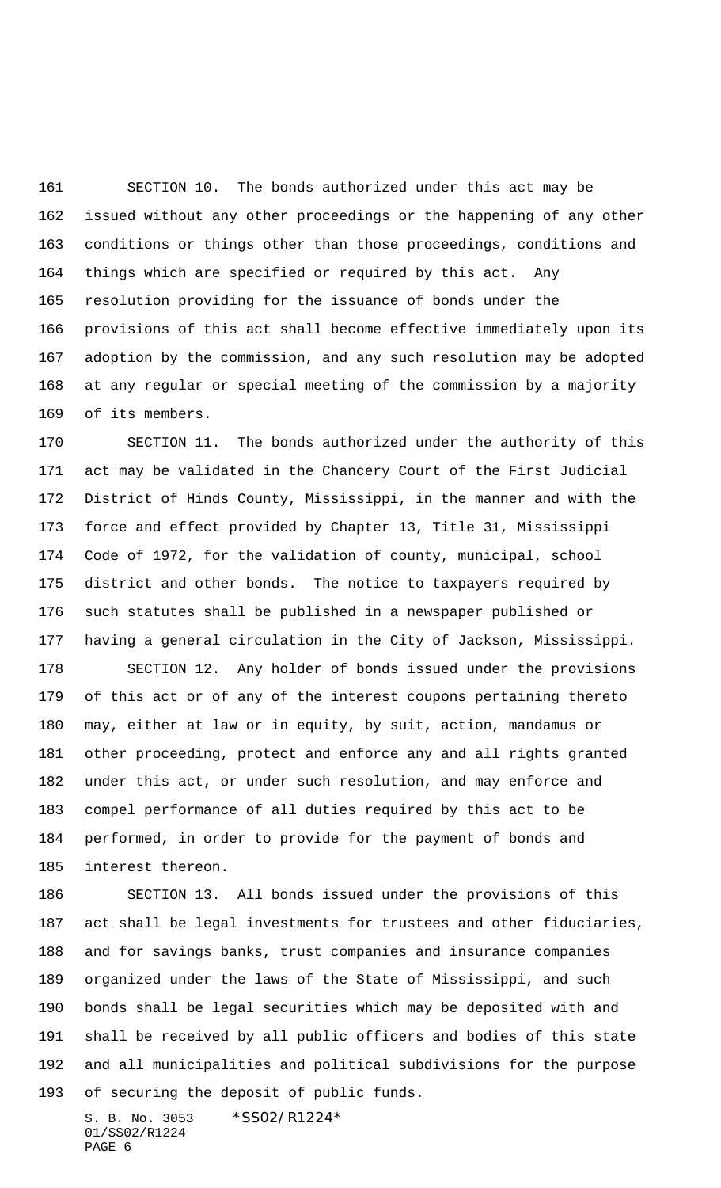SECTION 10. The bonds authorized under this act may be issued without any other proceedings or the happening of any other conditions or things other than those proceedings, conditions and things which are specified or required by this act. Any resolution providing for the issuance of bonds under the provisions of this act shall become effective immediately upon its adoption by the commission, and any such resolution may be adopted at any regular or special meeting of the commission by a majority of its members.

SECTION 11. The bonds authorized under the authority of this act may be validated in the Chancery Court of the First Judicial District of Hinds County, Mississippi, in the manner and with the force and effect provided by Chapter 13, Title 31, Mississippi Code of 1972, for the validation of county, municipal, school district and other bonds. The notice to taxpayers required by such statutes shall be published in a newspaper published or having a general circulation in the City of Jackson, Mississippi.

SECTION 12. Any holder of bonds issued under the provisions of this act or of any of the interest coupons pertaining thereto may, either at law or in equity, by suit, action, mandamus or other proceeding, protect and enforce any and all rights granted under this act, or under such resolution, and may enforce and compel performance of all duties required by this act to be performed, in order to provide for the payment of bonds and interest thereon.

SECTION 13. All bonds issued under the provisions of this act shall be legal investments for trustees and other fiduciaries, and for savings banks, trust companies and insurance companies organized under the laws of the State of Mississippi, and such bonds shall be legal securities which may be deposited with and shall be received by all public officers and bodies of this state and all municipalities and political subdivisions for the purpose of securing the deposit of public funds.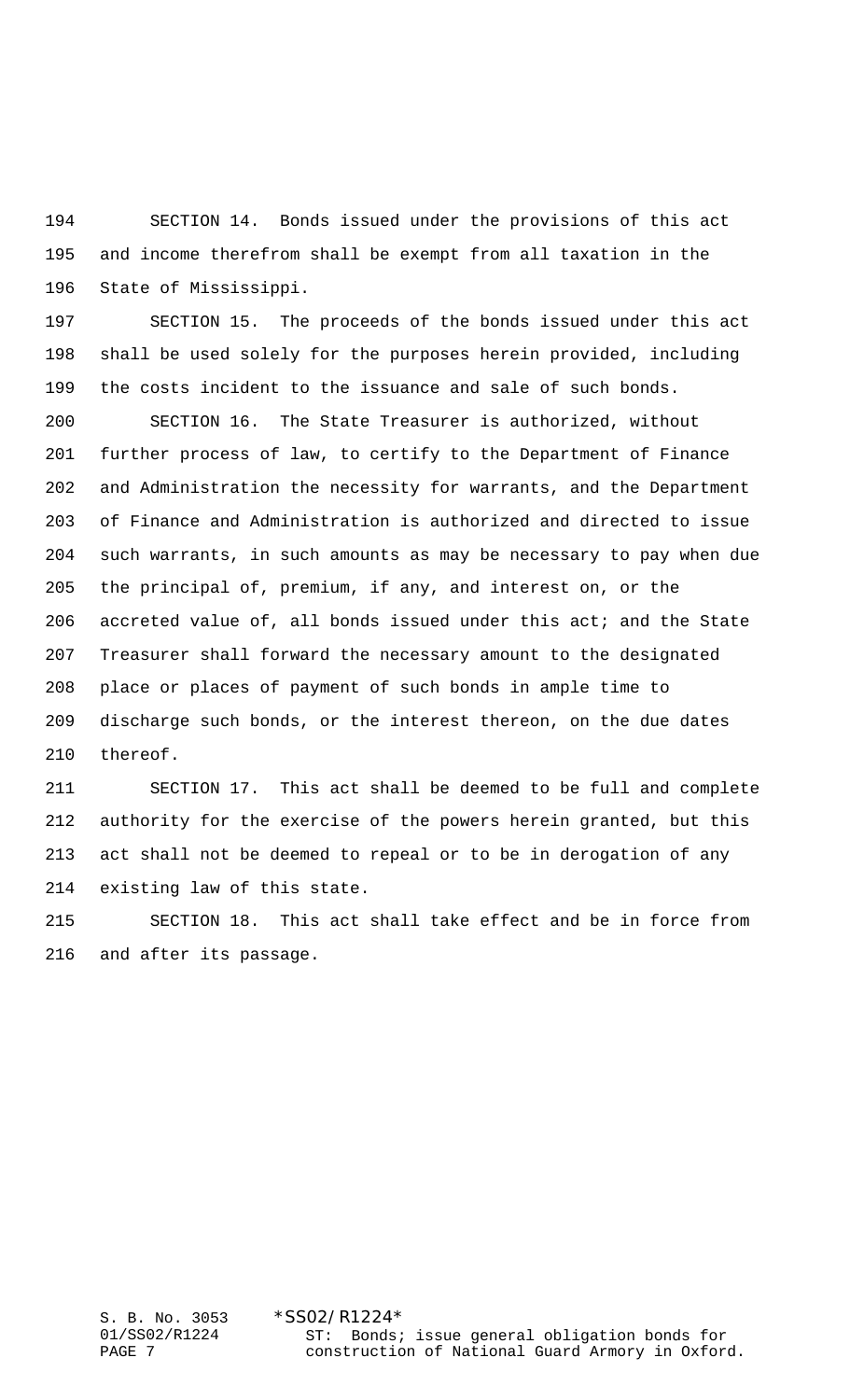SECTION 14. Bonds issued under the provisions of this act and income therefrom shall be exempt from all taxation in the State of Mississippi.

SECTION 15. The proceeds of the bonds issued under this act shall be used solely for the purposes herein provided, including the costs incident to the issuance and sale of such bonds.

SECTION 16. The State Treasurer is authorized, without further process of law, to certify to the Department of Finance and Administration the necessity for warrants, and the Department of Finance and Administration is authorized and directed to issue such warrants, in such amounts as may be necessary to pay when due the principal of, premium, if any, and interest on, or the accreted value of, all bonds issued under this act; and the State Treasurer shall forward the necessary amount to the designated place or places of payment of such bonds in ample time to discharge such bonds, or the interest thereon, on the due dates thereof.

SECTION 17. This act shall be deemed to be full and complete authority for the exercise of the powers herein granted, but this act shall not be deemed to repeal or to be in derogation of any existing law of this state.

SECTION 18. This act shall take effect and be in force from and after its passage.